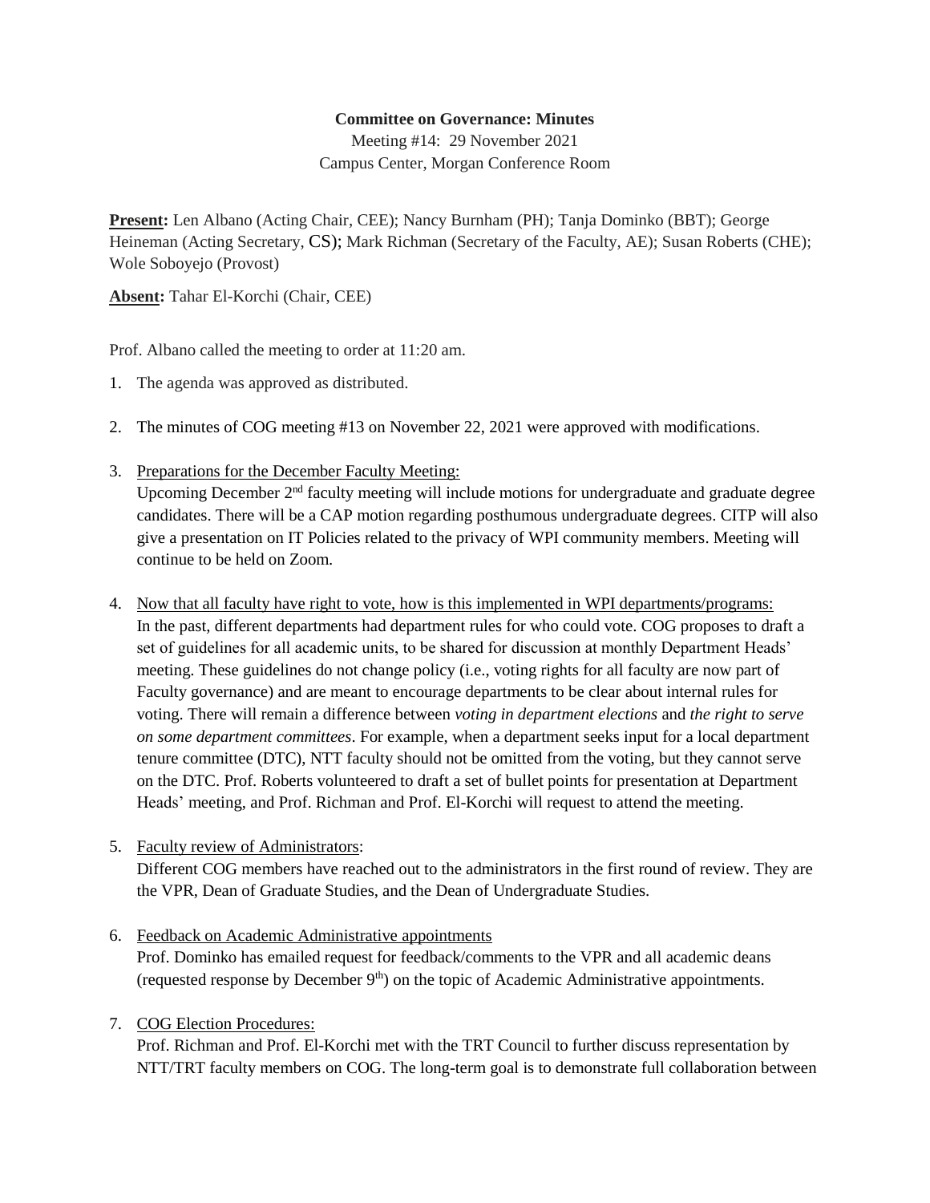**Committee on Governance: Minutes**

Meeting #14: 29 November 2021

Campus Center, Morgan Conference Room

**Present:** Len Albano (Acting Chair, CEE); Nancy Burnham (PH); Tanja Dominko (BBT); George Heineman (Acting Secretary, CS); Mark Richman (Secretary of the Faculty, AE); Susan Roberts (CHE); Wole Soboyejo (Provost)

**Absent:** Tahar El-Korchi (Chair, CEE)

Prof. Albano called the meeting to order at 11:20 am.

1. The agenda was approved as distributed.

2. The minutes of COG meeting #13 on November 22, 2021 were approved with modifications.

3. Preparations for the December Faculty Meeting:
   Upcoming December 2nd faculty meeting will include motions for undergraduate and graduate degree candidates. There will be a CAP motion regarding posthumous undergraduate degrees. CITP will also give a presentation on IT Policies related to the privacy of WPI community members. Meeting will continue to be held on Zoom.

4. Now that all faculty have right to vote, how is this implemented in WPI departments/programs:
   In the past, different departments had department rules for who could vote. COG proposes to draft a set of guidelines for all academic units, to be shared for discussion at monthly Department Heads' meeting. These guidelines do not change policy (i.e., voting rights for all faculty are now part of Faculty governance) and are meant to encourage departments to be clear about internal rules for voting. There will remain a difference between *voting in department elections* and *the right to serve on some department committees*. For example, when a department seeks input for a local department tenure committee (DTC), NTT faculty should not be omitted from the voting, but they cannot serve on the DTC. Prof. Roberts volunteered to draft a set of bullet points for presentation at Department Heads' meeting, and Prof. Richman and Prof. El-Korchi will request to attend the meeting.

5. Faculty review of Administrators:
   Different COG members have reached out to the administrators in the first round of review. They are the VPR, Dean of Graduate Studies, and the Dean of Undergraduate Studies.

6. Feedback on Academic Administrative appointments
   Prof. Dominko has emailed request for feedback/comments to the VPR and all academic deans (requested response by December 9th) on the topic of Academic Administrative appointments.

7. COG Election Procedures:
   Prof. Richman and Prof. El-Korchi met with the TRT Council to further discuss representation by NTT/TRT faculty members on COG. The long-term goal is to demonstrate full collaboration between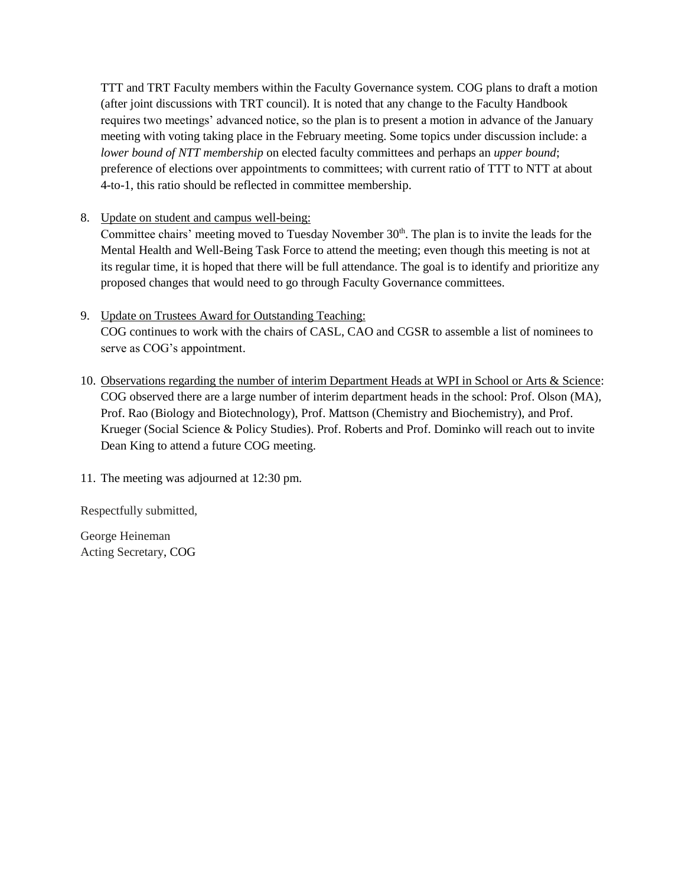TTT and TRT Faculty members within the Faculty Governance system. COG plans to draft a motion (after joint discussions with TRT council). It is noted that any change to the Faculty Handbook requires two meetings' advanced notice, so the plan is to present a motion in advance of the January meeting with voting taking place in the February meeting. Some topics under discussion include: a *lower bound of NTT membership* on elected faculty committees and perhaps an *upper bound*; preference of elections over appointments to committees; with current ratio of TTT to NTT at about 4-to-1, this ratio should be reflected in committee membership.

8. Update on student and campus well-being:
   Committee chairs' meeting moved to Tuesday November 30th. The plan is to invite the leads for the Mental Health and Well-Being Task Force to attend the meeting; even though this meeting is not at its regular time, it is hoped that there will be full attendance. The goal is to identify and prioritize any proposed changes that would need to go through Faculty Governance committees.

9. Update on Trustees Award for Outstanding Teaching:
   COG continues to work with the chairs of CASL, CAO and CGSR to assemble a list of nominees to serve as COG's appointment.

10. Observations regarding the number of interim Department Heads at WPI in School or Arts & Science:
    COG observed there are a large number of interim department heads in the school: Prof. Olson (MA), Prof. Rao (Biology and Biotechnology), Prof. Mattson (Chemistry and Biochemistry), and Prof. Krueger (Social Science & Policy Studies). Prof. Roberts and Prof. Dominko will reach out to invite Dean King to attend a future COG meeting.

11. The meeting was adjourned at 12:30 pm.

Respectfully submitted,

George Heineman
Acting Secretary, COG